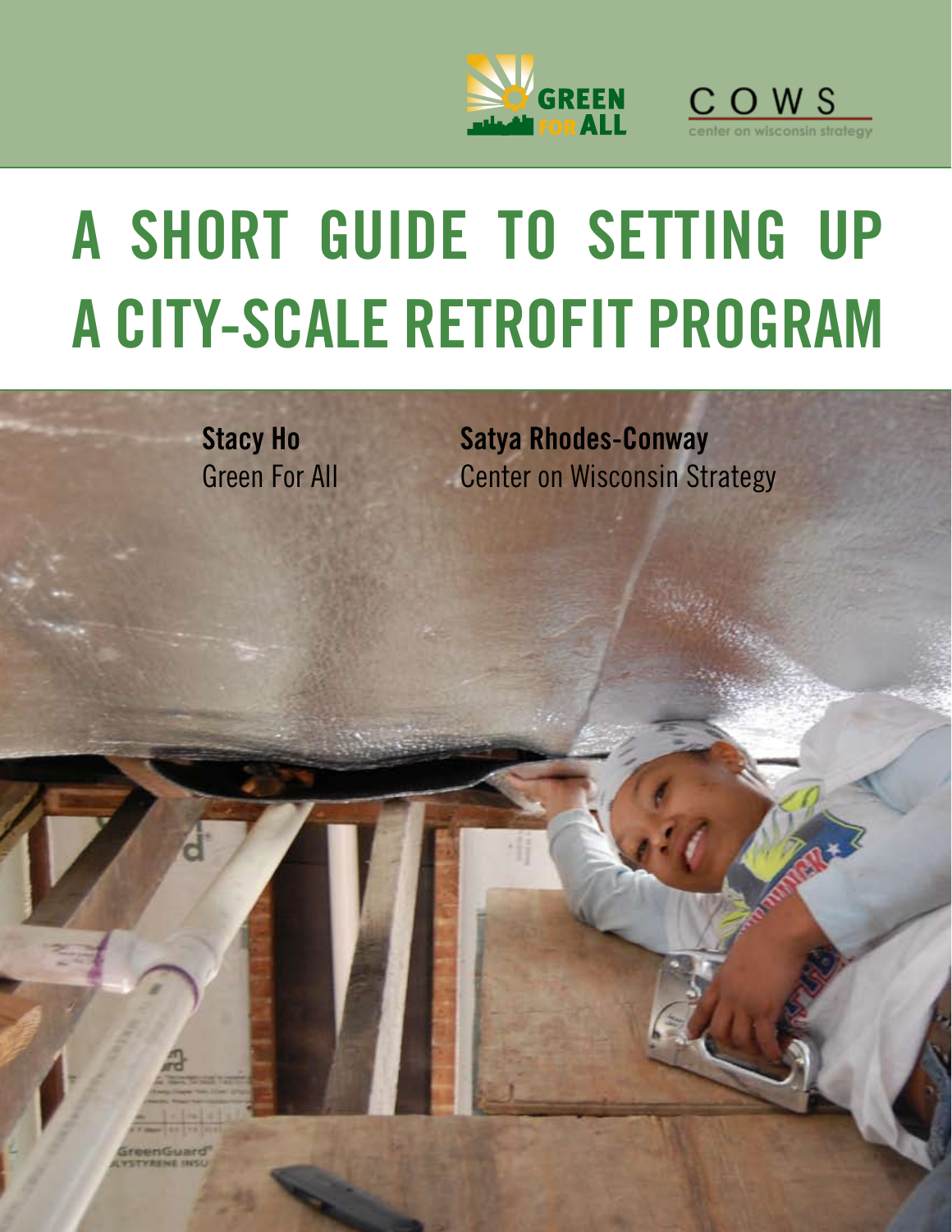# A SHORT GUIDE TO SETTING UP A CITY-SCALE RETROFIT PROGRAM

**Stacy Ho**
Green For All

**Satya Rhodes-Conway**
Center on Wisconsin Strategy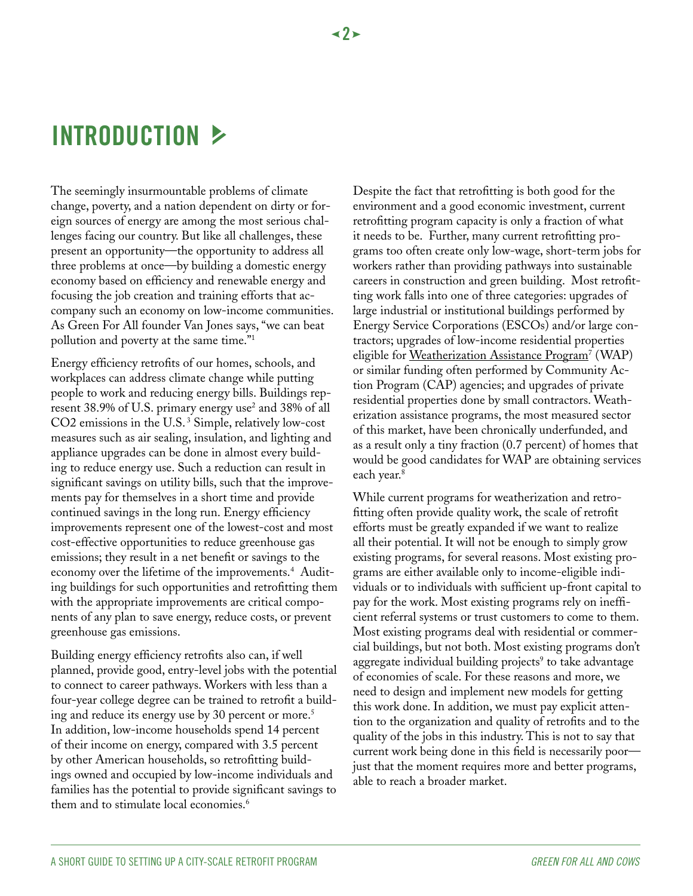# INTRODUCTION

The seemingly insurmountable problems of climate change, poverty, and a nation dependent on dirty or foreign sources of energy are among the most serious challenges facing our country. But like all challenges, these present an opportunity—the opportunity to address all three problems at once—by building a domestic energy economy based on efficiency and renewable energy and focusing the job creation and training efforts that accompany such an economy on low-income communities. As Green For All founder Van Jones says, "we can beat pollution and poverty at the same time."[1]

Energy efficiency retrofits of our homes, schools, and workplaces can address climate change while putting people to work and reducing energy bills. Buildings represent 38.9% of U.S. primary energy use[2] and 38% of all $CO_2$ emissions in the U.S.[3] Simple, relatively low-cost measures such as air sealing, insulation, and lighting and appliance upgrades can be done in almost every building to reduce energy use. Such a reduction can result in significant savings on utility bills, such that the improvements pay for themselves in a short time and provide continued savings in the long run. Energy efficiency improvements represent one of the lowest-cost and most cost-effective opportunities to reduce greenhouse gas emissions; they result in a net benefit or savings to the economy over the lifetime of the improvements.[4] Auditing buildings for such opportunities and retrofitting them with the appropriate improvements are critical components of any plan to save energy, reduce costs, or prevent greenhouse gas emissions.

Building energy efficiency retrofits also can, if well planned, provide good, entry-level jobs with the potential to connect to career pathways. Workers with less than a four-year college degree can be trained to retrofit a building and reduce its energy use by 30 percent or more.[5] In addition, low-income households spend 14 percent of their income on energy, compared with 3.5 percent by other American households, so retrofitting buildings owned and occupied by low-income individuals and families has the potential to provide significant savings to them and to stimulate local economies.[6]

Despite the fact that retrofitting is both good for the environment and a good economic investment, current retrofitting program capacity is only a fraction of what it needs to be. Further, many current retrofitting programs too often create only low-wage, short-term jobs for workers rather than providing pathways into sustainable careers in construction and green building. Most retrofitting work falls into one of three categories: upgrades of large industrial or institutional buildings performed by Energy Service Corporations (ESCOs) and/or large contractors; upgrades of low-income residential properties eligible for Weatherization Assistance Program[7] (WAP) or similar funding often performed by Community Action Program (CAP) agencies; and upgrades of private residential properties done by small contractors. Weatherization assistance programs, the most measured sector of this market, have been chronically underfunded, and as a result only a tiny fraction (0.7 percent) of homes that would be good candidates for WAP are obtaining services each year.[8]

While current programs for weatherization and retrofitting often provide quality work, the scale of retrofit efforts must be greatly expanded if we want to realize all their potential. It will not be enough to simply grow existing programs, for several reasons. Most existing programs are either available only to income-eligible individuals or to individuals with sufficient up-front capital to pay for the work. Most existing programs rely on inefficient referral systems or trust customers to come to them. Most existing programs deal with residential or commercial buildings, but not both. Most existing programs don't aggregate individual building projects[9] to take advantage of economies of scale. For these reasons and more, we need to design and implement new models for getting this work done. In addition, we must pay explicit attention to the organization and quality of retrofits and to the quality of the jobs in this industry. This is not to say that current work being done in this field is necessarily poor—just that the moment requires more and better programs, able to reach a broader market.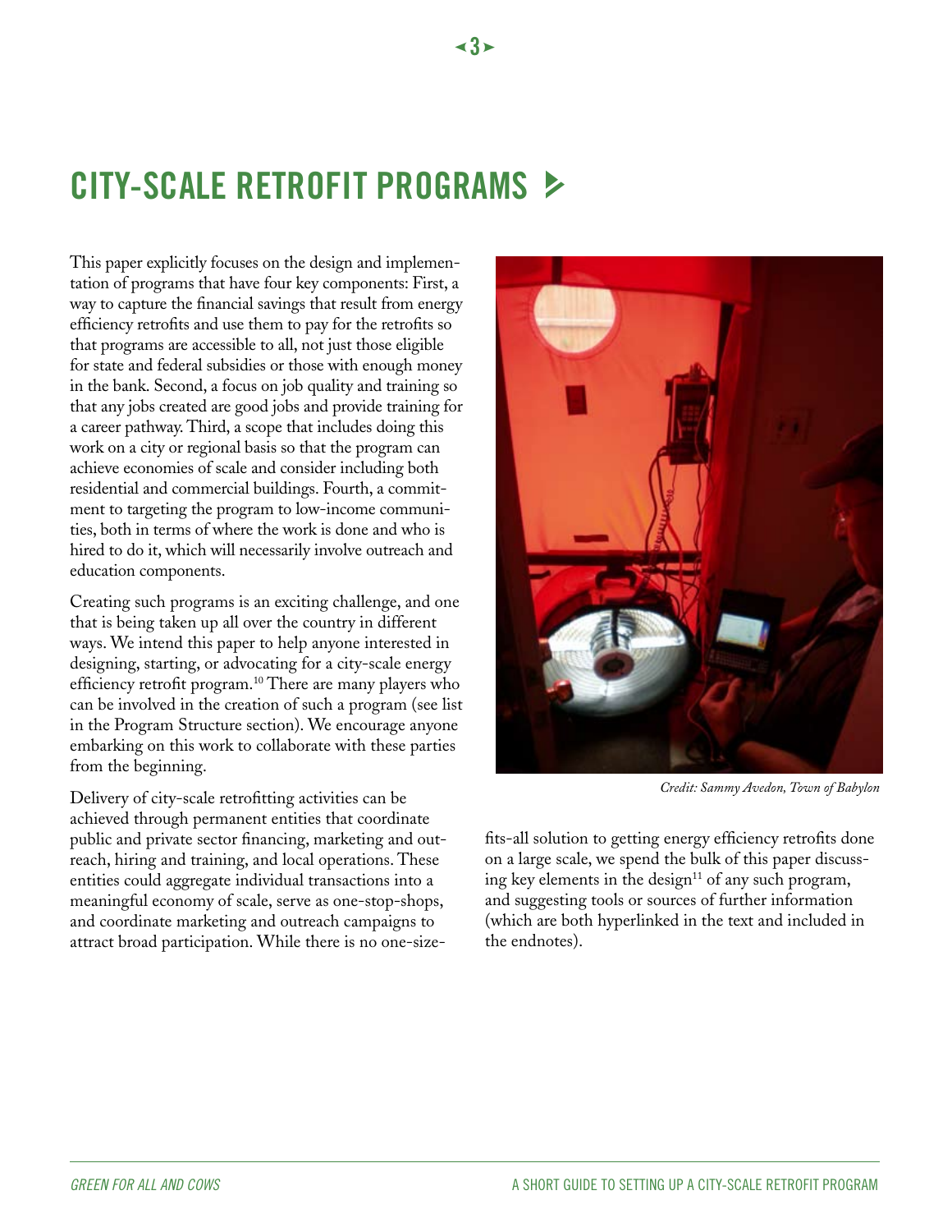# CITY-SCALE RETROFIT PROGRAMS

This paper explicitly focuses on the design and implementation of programs that have four key components: First, a way to capture the financial savings that result from energy efficiency retrofits and use them to pay for the retrofits so that programs are accessible to all, not just those eligible for state and federal subsidies or those with enough money in the bank. Second, a focus on job quality and training so that any jobs created are good jobs and provide training for a career pathway. Third, a scope that includes doing this work on a city or regional basis so that the program can achieve economies of scale and consider including both residential and commercial buildings. Fourth, a commitment to targeting the program to low-income communities, both in terms of where the work is done and who is hired to do it, which will necessarily involve outreach and education components.

Creating such programs is an exciting challenge, and one that is being taken up all over the country in different ways. We intend this paper to help anyone interested in designing, starting, or advocating for a city-scale energy efficiency retrofit program.[10] There are many players who can be involved in the creation of such a program (see list in the Program Structure section). We encourage anyone embarking on this work to collaborate with these parties from the beginning.

Delivery of city-scale retrofitting activities can be achieved through permanent entities that coordinate public and private sector financing, marketing and outreach, hiring and training, and local operations. These entities could aggregate individual transactions into a meaningful economy of scale, serve as one-stop-shops, and coordinate marketing and outreach campaigns to attract broad participation. While there is no one-size-fits-all solution to getting energy efficiency retrofits done on a large scale, we spend the bulk of this paper discussing key elements in the design[11] of any such program, and suggesting tools or sources of further information (which are both hyperlinked in the text and included in the endnotes).

*Credit: Sammy Avedon, Town of Babylon*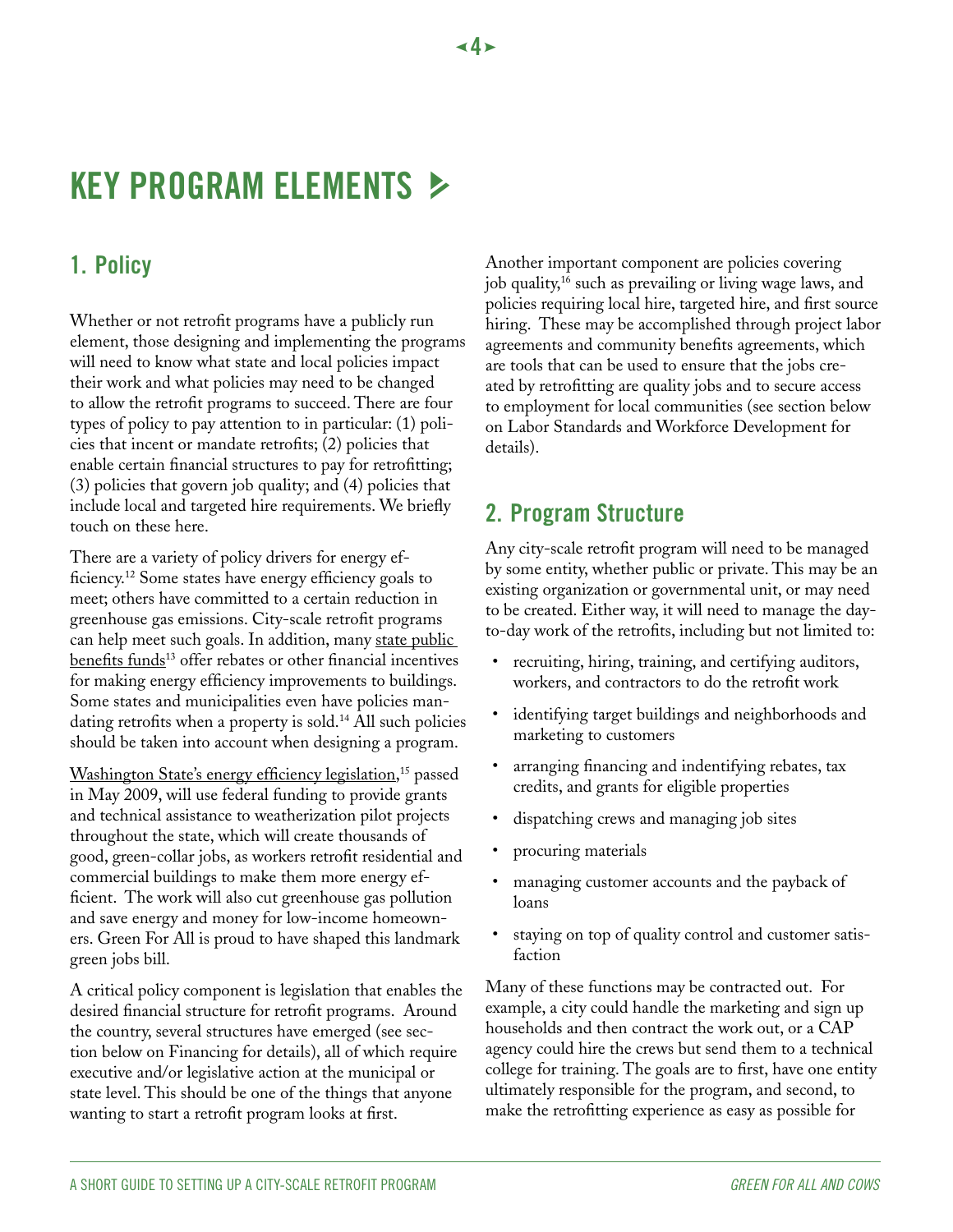# KEY PROGRAM ELEMENTS

## 1. Policy

Whether or not retrofit programs have a publicly run element, those designing and implementing the programs will need to know what state and local policies impact their work and what policies may need to be changed to allow the retrofit programs to succeed. There are four types of policy to pay attention to in particular: (1) policies that incent or mandate retrofits; (2) policies that enable certain financial structures to pay for retrofitting; (3) policies that govern job quality; and (4) policies that include local and targeted hire requirements. We briefly touch on these here.

There are a variety of policy drivers for energy efficiency.[12] Some states have energy efficiency goals to meet; others have committed to a certain reduction in greenhouse gas emissions. City-scale retrofit programs can help meet such goals. In addition, many state public benefits funds[13] offer rebates or other financial incentives for making energy efficiency improvements to buildings. Some states and municipalities even have policies mandating retrofits when a property is sold.[14] All such policies should be taken into account when designing a program.

Washington State's energy efficiency legislation,[15] passed in May 2009, will use federal funding to provide grants and technical assistance to weatherization pilot projects throughout the state, which will create thousands of good, green-collar jobs, as workers retrofit residential and commercial buildings to make them more energy efficient. The work will also cut greenhouse gas pollution and save energy and money for low-income homeowners. Green For All is proud to have shaped this landmark green jobs bill.

A critical policy component is legislation that enables the desired financial structure for retrofit programs. Around the country, several structures have emerged (see section below on Financing for details), all of which require executive and/or legislative action at the municipal or state level. This should be one of the things that anyone wanting to start a retrofit program looks at first.

Another important component are policies covering job quality,[16] such as prevailing or living wage laws, and policies requiring local hire, targeted hire, and first source hiring. These may be accomplished through project labor agreements and community benefits agreements, which are tools that can be used to ensure that the jobs created by retrofitting are quality jobs and to secure access to employment for local communities (see section below on Labor Standards and Workforce Development for details).

## 2. Program Structure

Any city-scale retrofit program will need to be managed by some entity, whether public or private. This may be an existing organization or governmental unit, or may need to be created. Either way, it will need to manage the day-to-day work of the retrofits, including but not limited to:

- recruiting, hiring, training, and certifying auditors, workers, and contractors to do the retrofit work
- identifying target buildings and neighborhoods and marketing to customers
- arranging financing and indentifying rebates, tax credits, and grants for eligible properties
- dispatching crews and managing job sites
- procuring materials
- managing customer accounts and the payback of loans
- staying on top of quality control and customer satisfaction

Many of these functions may be contracted out. For example, a city could handle the marketing and sign up households and then contract the work out, or a CAP agency could hire the crews but send them to a technical college for training. The goals are to first, have one entity ultimately responsible for the program, and second, to make the retrofitting experience as easy as possible for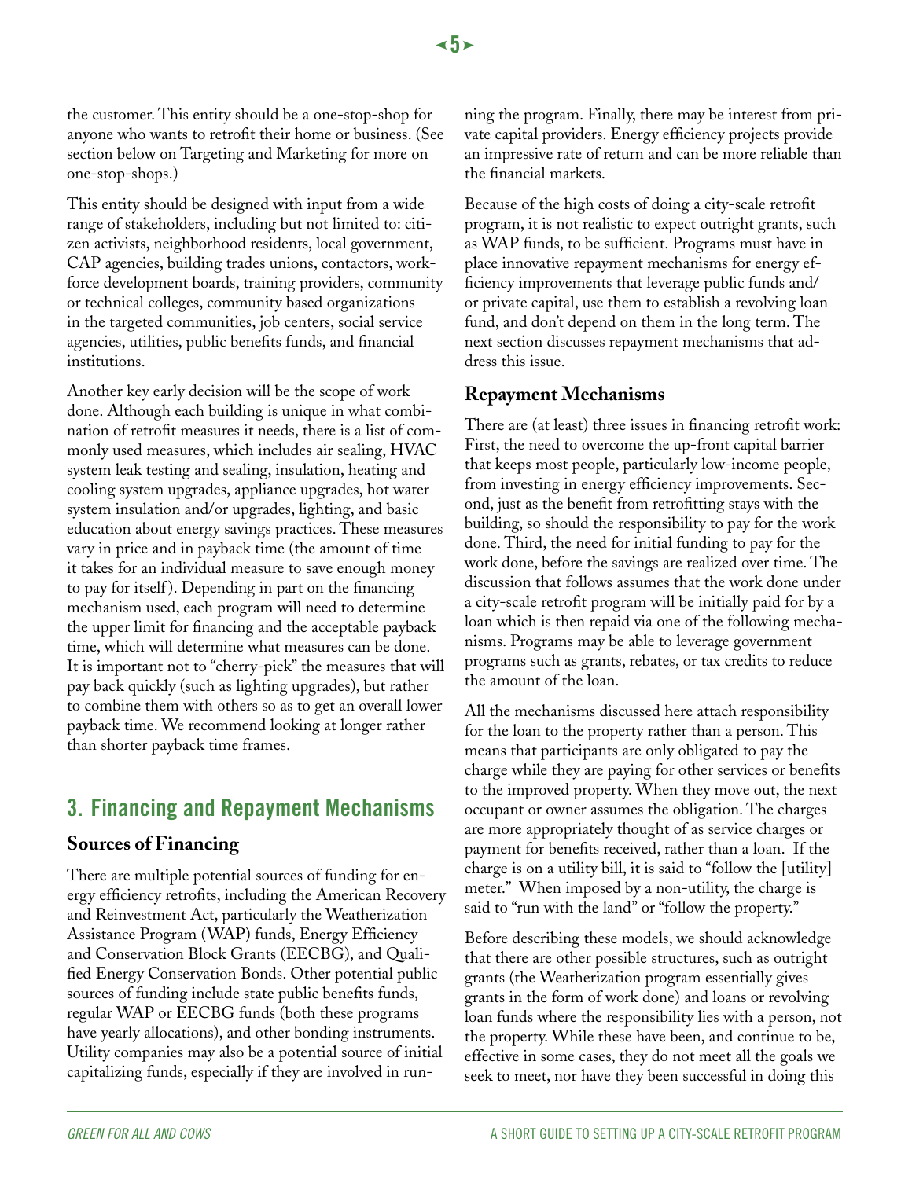the customer. This entity should be a one-stop-shop for anyone who wants to retrofit their home or business. (See section below on Targeting and Marketing for more on one-stop-shops.)

This entity should be designed with input from a wide range of stakeholders, including but not limited to: citizen activists, neighborhood residents, local government, CAP agencies, building trades unions, contactors, workforce development boards, training providers, community or technical colleges, community based organizations in the targeted communities, job centers, social service agencies, utilities, public benefits funds, and financial institutions.

Another key early decision will be the scope of work done. Although each building is unique in what combination of retrofit measures it needs, there is a list of commonly used measures, which includes air sealing, HVAC system leak testing and sealing, insulation, heating and cooling system upgrades, appliance upgrades, hot water system insulation and/or upgrades, lighting, and basic education about energy savings practices. These measures vary in price and in payback time (the amount of time it takes for an individual measure to save enough money to pay for itself). Depending in part on the financing mechanism used, each program will need to determine the upper limit for financing and the acceptable payback time, which will determine what measures can be done. It is important not to "cherry-pick" the measures that will pay back quickly (such as lighting upgrades), but rather to combine them with others so as to get an overall lower payback time. We recommend looking at longer rather than shorter payback time frames.

## 3. Financing and Repayment Mechanisms

### Sources of Financing

There are multiple potential sources of funding for energy efficiency retrofits, including the American Recovery and Reinvestment Act, particularly the Weatherization Assistance Program (WAP) funds, Energy Efficiency and Conservation Block Grants (EECBG), and Qualified Energy Conservation Bonds. Other potential public sources of funding include state public benefits funds, regular WAP or EECBG funds (both these programs have yearly allocations), and other bonding instruments. Utility companies may also be a potential source of initial capitalizing funds, especially if they are involved in running the program. Finally, there may be interest from private capital providers. Energy efficiency projects provide an impressive rate of return and can be more reliable than the financial markets.

Because of the high costs of doing a city-scale retrofit program, it is not realistic to expect outright grants, such as WAP funds, to be sufficient. Programs must have in place innovative repayment mechanisms for energy efficiency improvements that leverage public funds and/or private capital, use them to establish a revolving loan fund, and don't depend on them in the long term. The next section discusses repayment mechanisms that address this issue.

### Repayment Mechanisms

There are (at least) three issues in financing retrofit work: First, the need to overcome the up-front capital barrier that keeps most people, particularly low-income people, from investing in energy efficiency improvements. Second, just as the benefit from retrofitting stays with the building, so should the responsibility to pay for the work done. Third, the need for initial funding to pay for the work done, before the savings are realized over time. The discussion that follows assumes that the work done under a city-scale retrofit program will be initially paid for by a loan which is then repaid via one of the following mechanisms. Programs may be able to leverage government programs such as grants, rebates, or tax credits to reduce the amount of the loan.

All the mechanisms discussed here attach responsibility for the loan to the property rather than a person. This means that participants are only obligated to pay the charge while they are paying for other services or benefits to the improved property. When they move out, the next occupant or owner assumes the obligation. The charges are more appropriately thought of as service charges or payment for benefits received, rather than a loan. If the charge is on a utility bill, it is said to "follow the [utility] meter." When imposed by a non-utility, the charge is said to "run with the land" or "follow the property."

Before describing these models, we should acknowledge that there are other possible structures, such as outright grants (the Weatherization program essentially gives grants in the form of work done) and loans or revolving loan funds where the responsibility lies with a person, not the property. While these have been, and continue to be, effective in some cases, they do not meet all the goals we seek to meet, nor have they been successful in doing this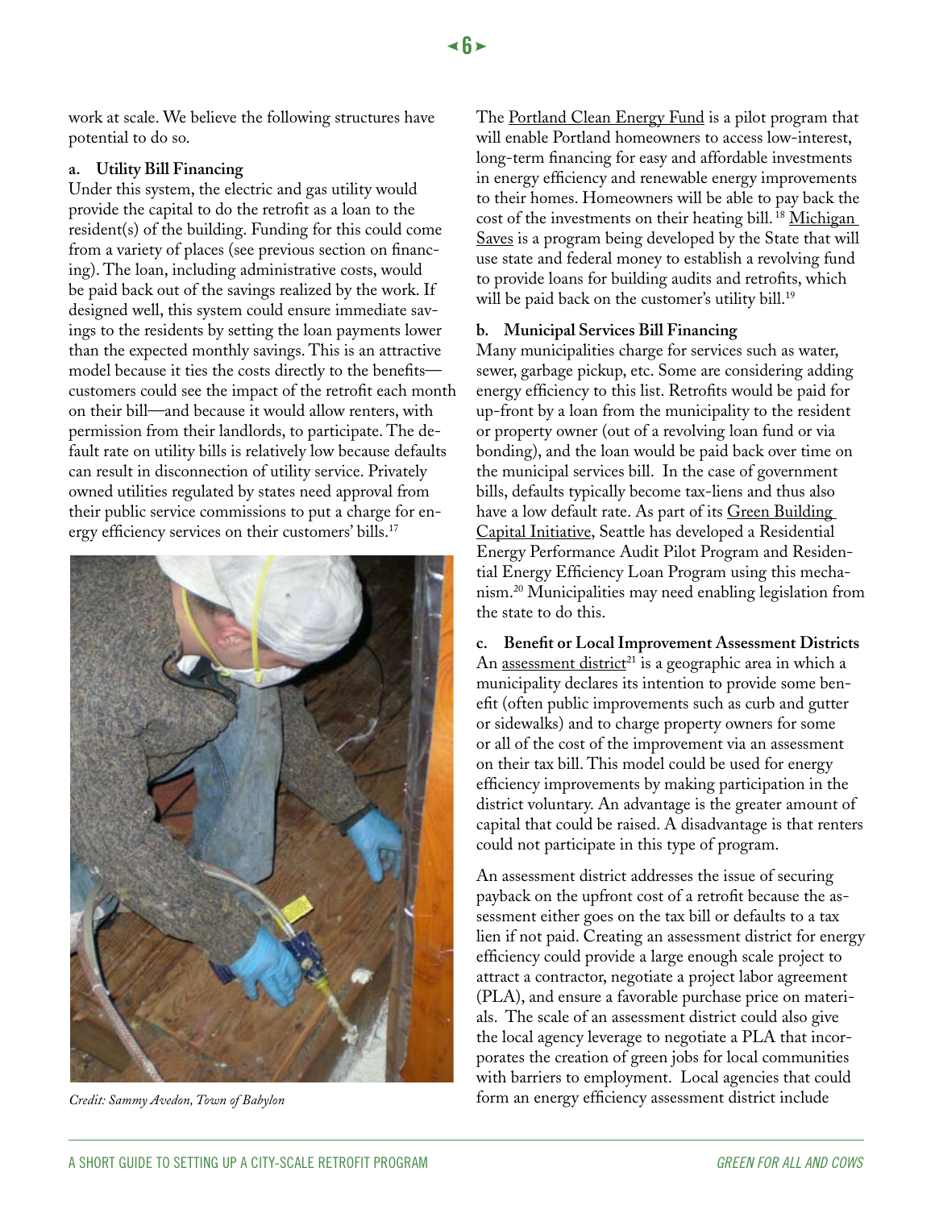work at scale. We believe the following structures have potential to do so.

**a. Utility Bill Financing**

Under this system, the electric and gas utility would provide the capital to do the retrofit as a loan to the resident(s) of the building. Funding for this could come from a variety of places (see previous section on financing). The loan, including administrative costs, would be paid back out of the savings realized by the work. If designed well, this system could ensure immediate savings to the residents by setting the loan payments lower than the expected monthly savings. This is an attractive model because it ties the costs directly to the benefits—customers could see the impact of the retrofit each month on their bill—and because it would allow renters, with permission from their landlords, to participate. The default rate on utility bills is relatively low because defaults can result in disconnection of utility service. Privately owned utilities regulated by states need approval from their public service commissions to put a charge for energy efficiency services on their customers' bills.[17]

*Credit: Sammy Avedon, Town of Babylon*

The Portland Clean Energy Fund is a pilot program that will enable Portland homeowners to access low-interest, long-term financing for easy and affordable investments in energy efficiency and renewable energy improvements to their homes. Homeowners will be able to pay back the cost of the investments on their heating bill.[18] Michigan Saves is a program being developed by the State that will use state and federal money to establish a revolving fund to provide loans for building audits and retrofits, which will be paid back on the customer's utility bill.[19]

**b. Municipal Services Bill Financing**

Many municipalities charge for services such as water, sewer, garbage pickup, etc. Some are considering adding energy efficiency to this list. Retrofits would be paid for up-front by a loan from the municipality to the resident or property owner (out of a revolving loan fund or via bonding), and the loan would be paid back over time on the municipal services bill. In the case of government bills, defaults typically become tax-liens and thus also have a low default rate. As part of its Green Building Capital Initiative, Seattle has developed a Residential Energy Performance Audit Pilot Program and Residential Energy Efficiency Loan Program using this mechanism.[20] Municipalities may need enabling legislation from the state to do this.

**c. Benefit or Local Improvement Assessment Districts**

An assessment district[21] is a geographic area in which a municipality declares its intention to provide some benefit (often public improvements such as curb and gutter or sidewalks) and to charge property owners for some or all of the cost of the improvement via an assessment on their tax bill. This model could be used for energy efficiency improvements by making participation in the district voluntary. An advantage is the greater amount of capital that could be raised. A disadvantage is that renters could not participate in this type of program.

An assessment district addresses the issue of securing payback on the upfront cost of a retrofit because the assessment either goes on the tax bill or defaults to a tax lien if not paid. Creating an assessment district for energy efficiency could provide a large enough scale project to attract a contractor, negotiate a project labor agreement (PLA), and ensure a favorable purchase price on materials. The scale of an assessment district could also give the local agency leverage to negotiate a PLA that incorporates the creation of green jobs for local communities with barriers to employment. Local agencies that could form an energy efficiency assessment district include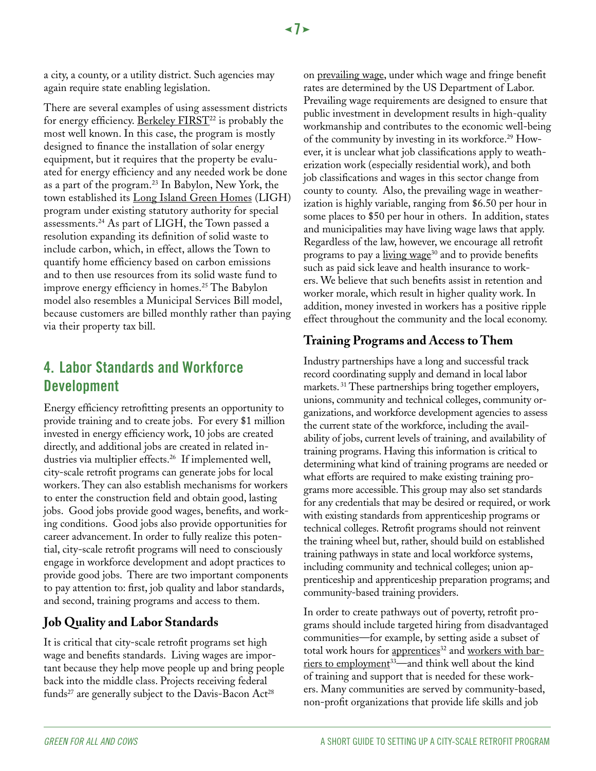a city, a county, or a utility district. Such agencies may again require state enabling legislation.

There are several examples of using assessment districts for energy efficiency. Berkeley FIRST[22] is probably the most well known. In this case, the program is mostly designed to finance the installation of solar energy equipment, but it requires that the property be evaluated for energy efficiency and any needed work be done as a part of the program.[23] In Babylon, New York, the town established its Long Island Green Homes (LIGH) program under existing statutory authority for special assessments.[24] As part of LIGH, the Town passed a resolution expanding its definition of solid waste to include carbon, which, in effect, allows the Town to quantify home efficiency based on carbon emissions and to then use resources from its solid waste fund to improve energy efficiency in homes.[25] The Babylon model also resembles a Municipal Services Bill model, because customers are billed monthly rather than paying via their property tax bill.

## 4. Labor Standards and Workforce Development

Energy efficiency retrofitting presents an opportunity to provide training and to create jobs. For every $1 million invested in energy efficiency work, 10 jobs are created directly, and additional jobs are created in related industries via multiplier effects.[26] If implemented well, city-scale retrofit programs can generate jobs for local workers. They can also establish mechanisms for workers to enter the construction field and obtain good, lasting jobs. Good jobs provide good wages, benefits, and working conditions. Good jobs also provide opportunities for career advancement. In order to fully realize this potential, city-scale retrofit programs will need to consciously engage in workforce development and adopt practices to provide good jobs. There are two important components to pay attention to: first, job quality and labor standards, and second, training programs and access to them.

### Job Quality and Labor Standards

It is critical that city-scale retrofit programs set high wage and benefits standards. Living wages are important because they help move people up and bring people back into the middle class. Projects receiving federal funds[27] are generally subject to the Davis-Bacon Act[28] on prevailing wage, under which wage and fringe benefit rates are determined by the US Department of Labor. Prevailing wage requirements are designed to ensure that public investment in development results in high-quality workmanship and contributes to the economic well-being of the community by investing in its workforce.[29] However, it is unclear what job classifications apply to weatherization work (especially residential work), and both job classifications and wages in this sector change from county to county. Also, the prevailing wage in weatherization is highly variable, ranging from $6.50 per hour in some places to $50 per hour in others. In addition, states and municipalities may have living wage laws that apply. Regardless of the law, however, we encourage all retrofit programs to pay a living wage[30] and to provide benefits such as paid sick leave and health insurance to workers. We believe that such benefits assist in retention and worker morale, which result in higher quality work. In addition, money invested in workers has a positive ripple effect throughout the community and the local economy.

### Training Programs and Access to Them

Industry partnerships have a long and successful track record coordinating supply and demand in local labor markets.[31] These partnerships bring together employers, unions, community and technical colleges, community organizations, and workforce development agencies to assess the current state of the workforce, including the availability of jobs, current levels of training, and availability of training programs. Having this information is critical to determining what kind of training programs are needed or what efforts are required to make existing training programs more accessible. This group may also set standards for any credentials that may be desired or required, or work with existing standards from apprenticeship programs or technical colleges. Retrofit programs should not reinvent the training wheel but, rather, should build on established training pathways in state and local workforce systems, including community and technical colleges; union apprenticeship and apprenticeship preparation programs; and community-based training providers.

In order to create pathways out of poverty, retrofit programs should include targeted hiring from disadvantaged communities—for example, by setting aside a subset of total work hours for apprentices[32] and workers with barriers to employment[33]—and think well about the kind of training and support that is needed for these workers. Many communities are served by community-based, non-profit organizations that provide life skills and job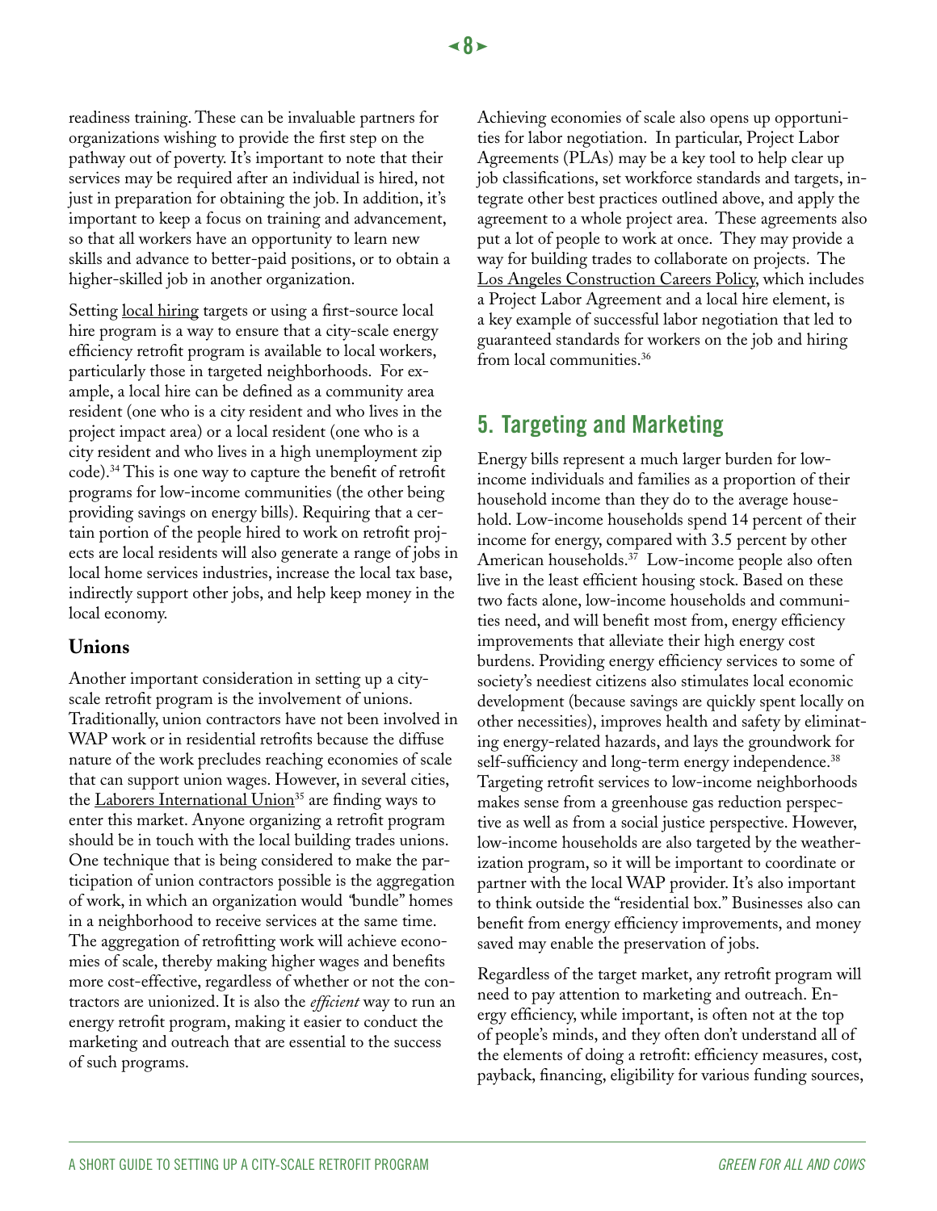readiness training. These can be invaluable partners for organizations wishing to provide the first step on the pathway out of poverty. It's important to note that their services may be required after an individual is hired, not just in preparation for obtaining the job. In addition, it's important to keep a focus on training and advancement, so that all workers have an opportunity to learn new skills and advance to better-paid positions, or to obtain a higher-skilled job in another organization.

Setting local hiring targets or using a first-source local hire program is a way to ensure that a city-scale energy efficiency retrofit program is available to local workers, particularly those in targeted neighborhoods. For example, a local hire can be defined as a community area resident (one who is a city resident and who lives in the project impact area) or a local resident (one who is a city resident and who lives in a high unemployment zip code).[34] This is one way to capture the benefit of retrofit programs for low-income communities (the other being providing savings on energy bills). Requiring that a certain portion of the people hired to work on retrofit projects are local residents will also generate a range of jobs in local home services industries, increase the local tax base, indirectly support other jobs, and help keep money in the local economy.

### Unions

Another important consideration in setting up a city-scale retrofit program is the involvement of unions. Traditionally, union contractors have not been involved in WAP work or in residential retrofits because the diffuse nature of the work precludes reaching economies of scale that can support union wages. However, in several cities, the Laborers International Union[35] are finding ways to enter this market. Anyone organizing a retrofit program should be in touch with the local building trades unions. One technique that is being considered to make the participation of union contractors possible is the aggregation of work, in which an organization would "bundle" homes in a neighborhood to receive services at the same time. The aggregation of retrofitting work will achieve economies of scale, thereby making higher wages and benefits more cost-effective, regardless of whether or not the contractors are unionized. It is also the *efficient* way to run an energy retrofit program, making it easier to conduct the marketing and outreach that are essential to the success of such programs.

Achieving economies of scale also opens up opportunities for labor negotiation. In particular, Project Labor Agreements (PLAs) may be a key tool to help clear up job classifications, set workforce standards and targets, integrate other best practices outlined above, and apply the agreement to a whole project area. These agreements also put a lot of people to work at once. They may provide a way for building trades to collaborate on projects. The Los Angeles Construction Careers Policy, which includes a Project Labor Agreement and a local hire element, is a key example of successful labor negotiation that led to guaranteed standards for workers on the job and hiring from local communities.[36]

## 5. Targeting and Marketing

Energy bills represent a much larger burden for low-income individuals and families as a proportion of their household income than they do to the average household. Low-income households spend 14 percent of their income for energy, compared with 3.5 percent by other American households.[37] Low-income people also often live in the least efficient housing stock. Based on these two facts alone, low-income households and communities need, and will benefit most from, energy efficiency improvements that alleviate their high energy cost burdens. Providing energy efficiency services to some of society's neediest citizens also stimulates local economic development (because savings are quickly spent locally on other necessities), improves health and safety by eliminating energy-related hazards, and lays the groundwork for self-sufficiency and long-term energy independence.[38] Targeting retrofit services to low-income neighborhoods makes sense from a greenhouse gas reduction perspective as well as from a social justice perspective. However, low-income households are also targeted by the weatherization program, so it will be important to coordinate or partner with the local WAP provider. It's also important to think outside the "residential box." Businesses also can benefit from energy efficiency improvements, and money saved may enable the preservation of jobs.

Regardless of the target market, any retrofit program will need to pay attention to marketing and outreach. Energy efficiency, while important, is often not at the top of people's minds, and they often don't understand all of the elements of doing a retrofit: efficiency measures, cost, payback, financing, eligibility for various funding sources,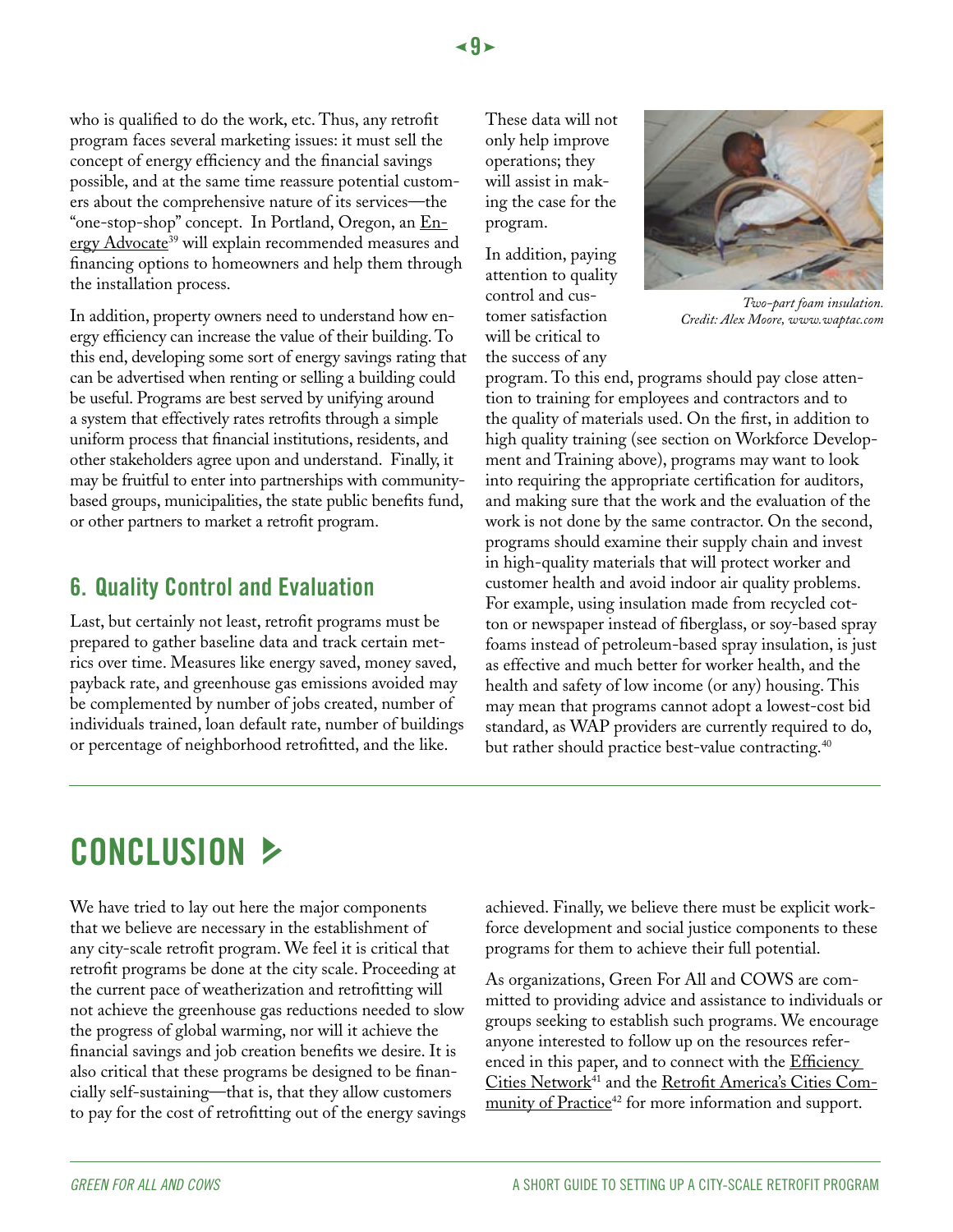who is qualified to do the work, etc. Thus, any retrofit program faces several marketing issues: it must sell the concept of energy efficiency and the financial savings possible, and at the same time reassure potential customers about the comprehensive nature of its services—the "one-stop-shop" concept. In Portland, Oregon, an Energy Advocate[39] will explain recommended measures and financing options to homeowners and help them through the installation process.

In addition, property owners need to understand how energy efficiency can increase the value of their building. To this end, developing some sort of energy savings rating that can be advertised when renting or selling a building could be useful. Programs are best served by unifying around a system that effectively rates retrofits through a simple uniform process that financial institutions, residents, and other stakeholders agree upon and understand. Finally, it may be fruitful to enter into partnerships with community-based groups, municipalities, the state public benefits fund, or other partners to market a retrofit program.

## 6. Quality Control and Evaluation

Last, but certainly not least, retrofit programs must be prepared to gather baseline data and track certain metrics over time. Measures like energy saved, money saved, payback rate, and greenhouse gas emissions avoided may be complemented by number of jobs created, number of individuals trained, loan default rate, number of buildings or percentage of neighborhood retrofitted, and the like. These data will not only help improve operations; they will assist in making the case for the program.

*Two-part foam insulation. Credit: Alex Moore, www.waptac.com*

In addition, paying attention to quality control and customer satisfaction will be critical to the success of any program. To this end, programs should pay close attention to training for employees and contractors and to the quality of materials used. On the first, in addition to high quality training (see section on Workforce Development and Training above), programs may want to look into requiring the appropriate certification for auditors, and making sure that the work and the evaluation of the work is not done by the same contractor. On the second, programs should examine their supply chain and invest in high-quality materials that will protect worker and customer health and avoid indoor air quality problems. For example, using insulation made from recycled cotton or newspaper instead of fiberglass, or soy-based spray foams instead of petroleum-based spray insulation, is just as effective and much better for worker health, and the health and safety of low income (or any) housing. This may mean that programs cannot adopt a lowest-cost bid standard, as WAP providers are currently required to do, but rather should practice best-value contracting.[40]

# CONCLUSION

We have tried to lay out here the major components that we believe are necessary in the establishment of any city-scale retrofit program. We feel it is critical that retrofit programs be done at the city scale. Proceeding at the current pace of weatherization and retrofitting will not achieve the greenhouse gas reductions needed to slow the progress of global warming, nor will it achieve the financial savings and job creation benefits we desire. It is also critical that these programs be designed to be financially self-sustaining—that is, that they allow customers to pay for the cost of retrofitting out of the energy savings achieved. Finally, we believe there must be explicit workforce development and social justice components to these programs for them to achieve their full potential.

As organizations, Green For All and COWS are committed to providing advice and assistance to individuals or groups seeking to establish such programs. We encourage anyone interested to follow up on the resources referenced in this paper, and to connect with the Efficiency Cities Network[41] and the Retrofit America's Cities Community of Practice[42] for more information and support.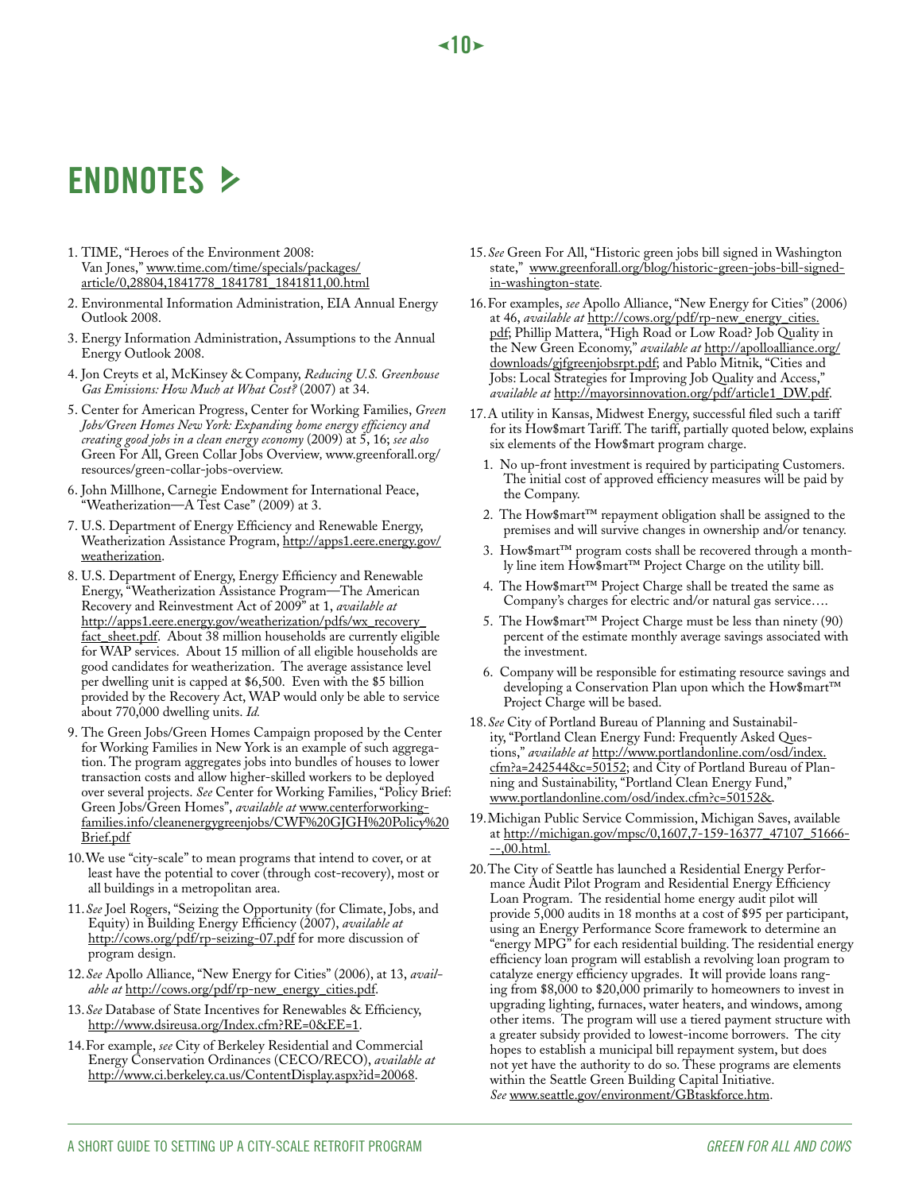# ENDNOTES

1. TIME, "Heroes of the Environment 2008: Van Jones," www.time.com/time/specials/packages/article/0,28804,1841778_1841781_1841811,00.html
2. Environmental Information Administration, EIA Annual Energy Outlook 2008.
3. Energy Information Administration, Assumptions to the Annual Energy Outlook 2008.
4. Jon Creyts et al, McKinsey & Company, *Reducing U.S. Greenhouse Gas Emissions: How Much at What Cost?* (2007) at 34.
5. Center for American Progress, Center for Working Families, *Green Jobs/Green Homes New York: Expanding home energy efficiency and creating good jobs in a clean energy economy* (2009) at 5, 16; *see also* Green For All, Green Collar Jobs Overview, www.greenforall.org/resources/green-collar-jobs-overview.
6. John Millhone, Carnegie Endowment for International Peace, "Weatherization—A Test Case" (2009) at 3.
7. U.S. Department of Energy Efficiency and Renewable Energy, Weatherization Assistance Program, http://apps1.eere.energy.gov/weatherization.
8. U.S. Department of Energy, Energy Efficiency and Renewable Energy, "Weatherization Assistance Program—The American Recovery and Reinvestment Act of 2009" at 1, *available at* http://apps1.eere.energy.gov/weatherization/pdfs/wx_recovery_fact_sheet.pdf. About 38 million households are currently eligible for WAP services. About 15 million of all eligible households are good candidates for weatherization. The average assistance level per dwelling unit is capped at $6,500. Even with the $5 billion provided by the Recovery Act, WAP would only be able to service about 770,000 dwelling units. *Id.*
9. The Green Jobs/Green Homes Campaign proposed by the Center for Working Families in New York is an example of such aggregation. The program aggregates jobs into bundles of houses to lower transaction costs and allow higher-skilled workers to be deployed over several projects. *See* Center for Working Families, "Policy Brief: Green Jobs/Green Homes", *available at* www.centerforworkingfamilies.info/cleanenergygreenjobs/CWF%20GJGH%20Policy%20Brief.pdf
10. We use "city-scale" to mean programs that intend to cover, or at least have the potential to cover (through cost-recovery), most or all buildings in a metropolitan area.
11. *See* Joel Rogers, "Seizing the Opportunity (for Climate, Jobs, and Equity) in Building Energy Efficiency (2007), *available at* http://cows.org/pdf/rp-seizing-07.pdf for more discussion of program design.
12. *See* Apollo Alliance, "New Energy for Cities" (2006), at 13, *available at* http://cows.org/pdf/rp-new_energy_cities.pdf.
13. *See* Database of State Incentives for Renewables & Efficiency, http://www.dsireusa.org/Index.cfm?RE=0&EE=1.
14. For example, *see* City of Berkeley Residential and Commercial Energy Conservation Ordinances (CECO/RECO), *available at* http://www.ci.berkeley.ca.us/ContentDisplay.aspx?id=20068.
15. *See* Green For All, "Historic green jobs bill signed in Washington state," www.greenforall.org/blog/historic-green-jobs-bill-signed-in-washington-state.
16. For examples, *see* Apollo Alliance, "New Energy for Cities" (2006) at 46, *available at* http://cows.org/pdf/rp-new_energy_cities.pdf; Phillip Mattera, "High Road or Low Road? Job Quality in the New Green Economy," *available at* http://apolloalliance.org/downloads/gjfgreenjobsrpt.pdf; and Pablo Mitnik, "Cities and Jobs: Local Strategies for Improving Job Quality and Access," *available at* http://mayorsinnovation.org/pdf/article1_DW.pdf.
17. A utility in Kansas, Midwest Energy, successful filed such a tariff for its How$mart Tariff. The tariff, partially quoted below, explains six elements of the How$mart program charge.
    1. No up-front investment is required by participating Customers. The initial cost of approved efficiency measures will be paid by the Company.
    2. The How$mart™ repayment obligation shall be assigned to the premises and will survive changes in ownership and/or tenancy.
    3. How$mart™ program costs shall be recovered through a monthly line item How$mart™ Project Charge on the utility bill.
    4. The How$mart™ Project Charge shall be treated the same as Company's charges for electric and/or natural gas service….
    5. The How$mart™ Project Charge must be less than ninety (90) percent of the estimate monthly average savings associated with the investment.
    6. Company will be responsible for estimating resource savings and developing a Conservation Plan upon which the How$mart™ Project Charge will be based.
18. *See* City of Portland Bureau of Planning and Sustainability, "Portland Clean Energy Fund: Frequently Asked Questions," *available at* http://www.portlandonline.com/osd/index.cfm?a=242544&c=50152; and City of Portland Bureau of Planning and Sustainability, "Portland Clean Energy Fund," www.portlandonline.com/osd/index.cfm?c=50152&.
19. Michigan Public Service Commission, Michigan Saves, available at http://michigan.gov/mpsc/0,1607,7-159-16377_47107_51666---,00.html.
20. The City of Seattle has launched a Residential Energy Performance Audit Pilot Program and Residential Energy Efficiency Loan Program. The residential home energy audit pilot will provide 5,000 audits in 18 months at a cost of $95 per participant, using an Energy Performance Score framework to determine an "energy MPG" for each residential building. The residential energy efficiency loan program will establish a revolving loan program to catalyze energy efficiency upgrades. It will provide loans ranging from $8,000 to $20,000 primarily to homeowners to invest in upgrading lighting, furnaces, water heaters, and windows, among other items. The program will use a tiered payment structure with a greater subsidy provided to lowest-income borrowers. The city hopes to establish a municipal bill repayment system, but does not yet have the authority to do so. These programs are elements within the Seattle Green Building Capital Initiative. *See* www.seattle.gov/environment/GBtaskforce.htm.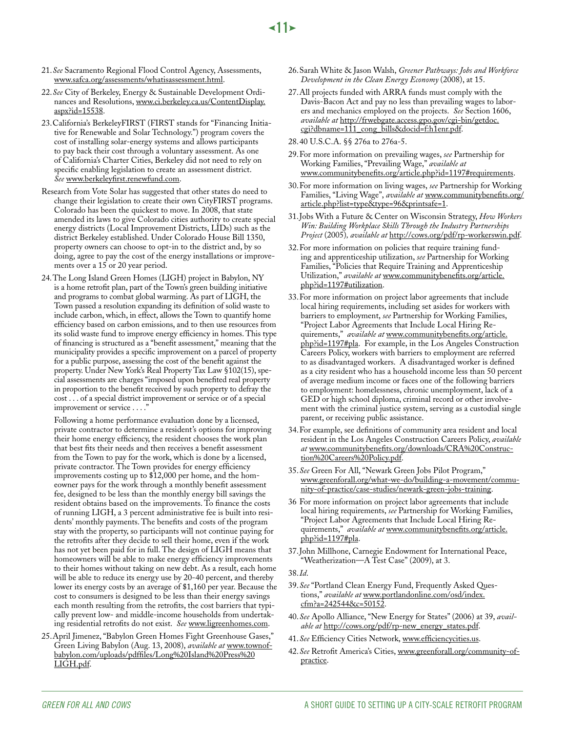21. *See* Sacramento Regional Flood Control Agency, Assessments, www.safca.org/assessments/whatisassessment.html.

22. *See* City of Berkeley, Energy & Sustainable Development Ordinances and Resolutions, www.ci.berkeley.ca.us/ContentDisplay.aspx?id=15538.

23. California's BerkeleyFIRST (FIRST stands for "Financing Initiative for Renewable and Solar Technology.") program covers the cost of installing solar-energy systems and allows participants to pay back their cost through a voluntary assessment. As one of California's Charter Cities, Berkeley did not need to rely on specific enabling legislation to create an assessment district. *See* www.berkeleyfirst.renewfund.com.

Research from Vote Solar has suggested that other states do need to change their legislation to create their own CityFIRST programs. Colorado has been the quickest to move. In 2008, that state amended its laws to give Colorado cities authority to create special energy districts (Local Improvement Districts, LIDs) such as the district Berkeley established. Under Colorado House Bill 1350, property owners can choose to opt-in to the district and, by so doing, agree to pay the cost of the energy installations or improvements over a 15 or 20 year period.

24. The Long Island Green Homes (LIGH) project in Babylon, NY is a home retrofit plan, part of the Town's green building initiative and programs to combat global warming. As part of LIGH, the Town passed a resolution expanding its definition of solid waste to include carbon, which, in effect, allows the Town to quantify home efficiency based on carbon emissions, and to then use resources from its solid waste fund to improve energy efficiency in homes. This type of financing is structured as a "benefit assessment," meaning that the municipality provides a specific improvement on a parcel of property for a public purpose, assessing the cost of the benefit against the property. Under New York's Real Property Tax Law §102(15), special assessments are charges "imposed upon benefited real property in proportion to the benefit received by such property to defray the cost . . . of a special district improvement or service or of a special improvement or service . . . ."

    Following a home performance evaluation done by a licensed, private contractor to determine a resident's options for improving their home energy efficiency, the resident chooses the work plan that best fits their needs and then receives a benefit assessment from the Town to pay for the work, which is done by a licensed, private contractor. The Town provides for energy efficiency improvements costing up to $12,000 per home, and the homeowner pays for the work through a monthly benefit assessment fee, designed to be less than the monthly energy bill savings the resident obtains based on the improvements. To finance the costs of running LIGH, a 3 percent administrative fee is built into residents' monthly payments. The benefits and costs of the program stay with the property, so participants will not continue paying for the retrofits after they decide to sell their home, even if the work has not yet been paid for in full. The design of LIGH means that homeowners will be able to make energy efficiency improvements to their homes without taking on new debt. As a result, each home will be able to reduce its energy use by 20-40 percent, and thereby lower its energy costs by an average of $1,160 per year. Because the cost to consumers is designed to be less than their energy savings each month resulting from the retrofits, the cost barriers that typically prevent low- and middle-income households from undertaking residential retrofits do not exist. *See* www.ligreenhomes.com.

25. April Jimenez, "Babylon Green Homes Fight Greenhouse Gases," Green Living Babylon (Aug. 13, 2008), *available at* www.townofbabylon.com/uploads/pdffiles/Long%20Island%20Press%20LIGH.pdf.

26. Sarah White & Jason Walsh, *Greener Pathways: Jobs and Workforce Development in the Clean Energy Economy* (2008), at 15.

27. All projects funded with ARRA funds must comply with the Davis-Bacon Act and pay no less than prevailing wages to laborers and mechanics employed on the projects. *See* Section 1606, *available at* http://frwebgate.access.gpo.gov/cgi-bin/getdoc.cgi?dbname=111_cong_bills&docid=f:h1enr.pdf.

28. 40 U.S.C.A. §§ 276a to 276a-5.

29. For more information on prevailing wages, *see* Partnership for Working Families, "Prevailing Wage," *available at* www.communitybenefits.org/article.php?id=1197#requirements.

30. For more information on living wages, *see* Partnership for Working Families, "Living Wage", *available at* www.communitybenefits.org/article.php?list=type&type=96&printsafe=1.

31. Jobs With a Future & Center on Wisconsin Strategy, *How Workers Win: Building Workplace Skills Through the Industry Partnerships Project* (2005), *available at* http://cows.org/pdf/rp-workerswin.pdf.

32. For more information on policies that require training funding and apprenticeship utilization, *see* Partnership for Working Families, "Policies that Require Training and Apprenticeship Utilization," *available at* www.communitybenefits.org/article.php?id=1197#utilization.

33. For more information on project labor agreements that include local hiring requirements, including set asides for workers with barriers to employment, *see* Partnership for Working Families, "Project Labor Agreements that Include Local Hiring Requirements," *available at* www.communitybenefits.org/article.php?id=1197#pla. For example, in the Los Angeles Construction Careers Policy, workers with barriers to employment are referred to as disadvantaged workers. A disadvantaged worker is defined as a city resident who has a household income less than 50 percent of average medium income or faces one of the following barriers to employment: homelessness, chronic unemployment, lack of a GED or high school diploma, criminal record or other involvement with the criminal justice system, serving as a custodial single parent, or receiving public assistance.

34. For example, see definitions of community area resident and local resident in the Los Angeles Construction Careers Policy, *available at* www.communitybenefits.org/downloads/CRA%20Construction%20Careers%20Policy.pdf.

35. *See* Green For All, "Newark Green Jobs Pilot Program," www.greenforall.org/what-we-do/building-a-movement/community-of-practice/case-studies/newark-green-jobs-training.

36 For more information on project labor agreements that include local hiring requirements, *see* Partnership for Working Families, "Project Labor Agreements that Include Local Hiring Requirements," *available at* www.communitybenefits.org/article.php?id=1197#pla.

37. John Millhone, Carnegie Endowment for International Peace, "Weatherization—A Test Case" (2009), at 3.

38. *Id*.

39. *See* "Portland Clean Energy Fund, Frequently Asked Questions," *available at* www.portlandonline.com/osd/index.cfm?a=242544&c=50152.

40. *See* Apollo Alliance, "New Energy for States" (2006) at 39, *available at* http://cows.org/pdf/rp-new_energy_states.pdf.

41. *See* Efficiency Cities Network, www.efficiencycities.us.

42. *See* Retrofit America's Cities, www.greenforall.org/community-of-practice.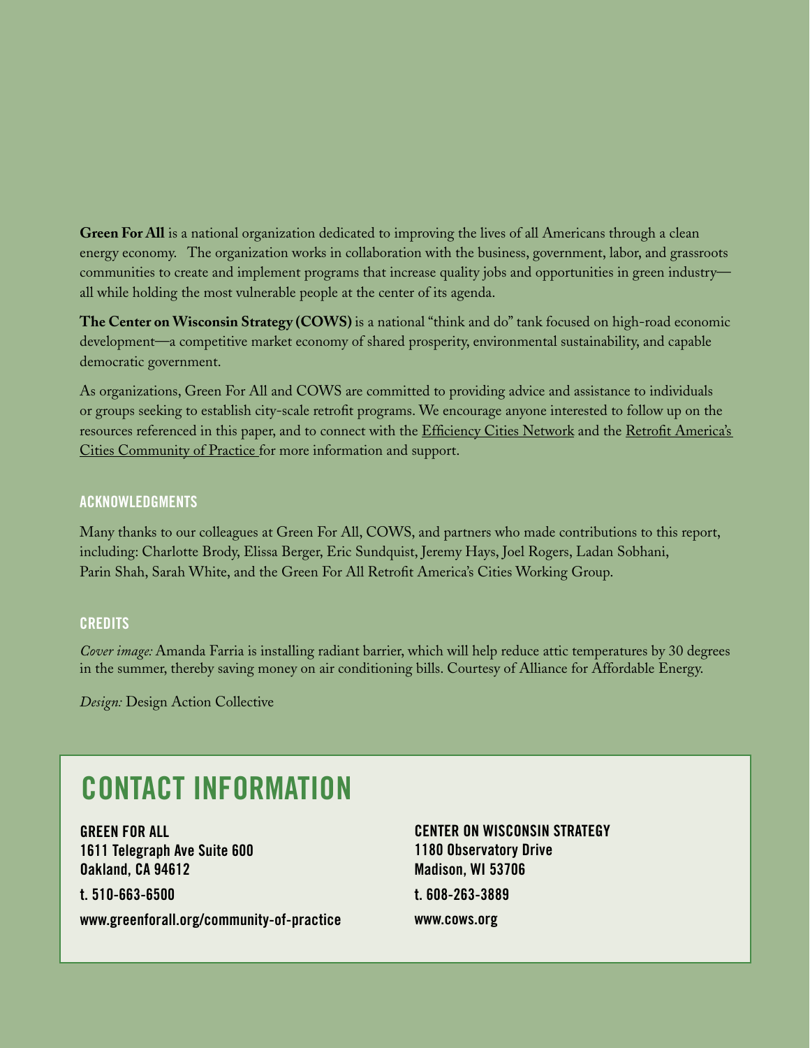**Green For All** is a national organization dedicated to improving the lives of all Americans through a clean energy economy. The organization works in collaboration with the business, government, labor, and grassroots communities to create and implement programs that increase quality jobs and opportunities in green industry—all while holding the most vulnerable people at the center of its agenda.

**The Center on Wisconsin Strategy (COWS)** is a national "think and do" tank focused on high-road economic development—a competitive market economy of shared prosperity, environmental sustainability, and capable democratic government.

As organizations, Green For All and COWS are committed to providing advice and assistance to individuals or groups seeking to establish city-scale retrofit programs. We encourage anyone interested to follow up on the resources referenced in this paper, and to connect with the Efficiency Cities Network and the Retrofit America's Cities Community of Practice for more information and support.

### ACKNOWLEDGMENTS

Many thanks to our colleagues at Green For All, COWS, and partners who made contributions to this report, including: Charlotte Brody, Elissa Berger, Eric Sundquist, Jeremy Hays, Joel Rogers, Ladan Sobhani, Parin Shah, Sarah White, and the Green For All Retrofit America's Cities Working Group.

### CREDITS

*Cover image:* Amanda Farria is installing radiant barrier, which will help reduce attic temperatures by 30 degrees in the summer, thereby saving money on air conditioning bills. Courtesy of Alliance for Affordable Energy.

*Design:* Design Action Collective

## CONTACT INFORMATION

**GREEN FOR ALL**
**1611 Telegraph Ave Suite 600**
**Oakland, CA 94612**

**t. 510-663-6500**

**www.greenforall.org/community-of-practice**

**CENTER ON WISCONSIN STRATEGY**
**1180 Observatory Drive**
**Madison, WI 53706**

**t. 608-263-3889**

**www.cows.org**